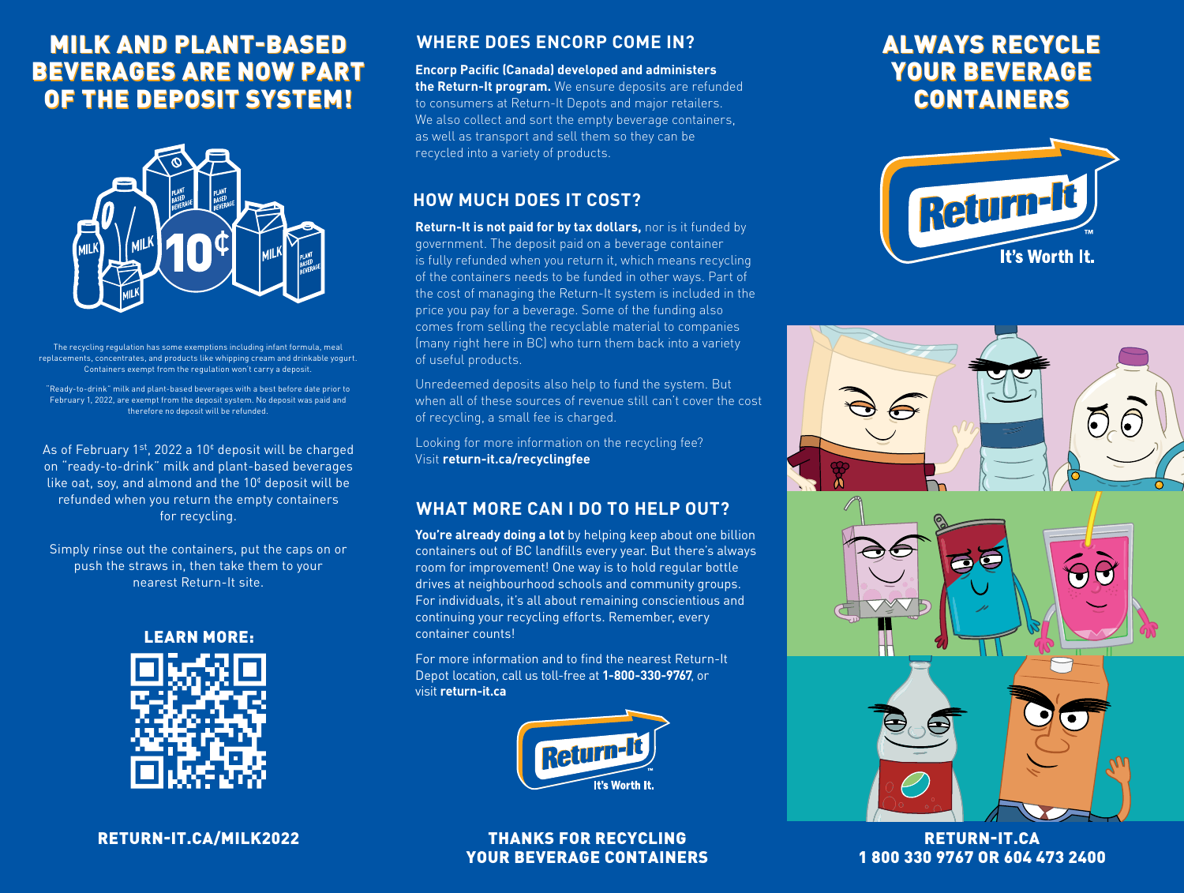# MILK AND PLANT-BASED BEVERAGES ARE NOW PART OF THE DEPOSIT SYSTEM!

The recycling regulation has some exemptions including infant formula, meal replacements, concentrates, and products like whipping cream and drinkable yogurt. Containers exempt from the regulation won't carry a deposit.

"Ready-to-drink" milk and plant-based beverages with a best before date prior to February 1, 2022, are exempt from the deposit system. No deposit was paid and therefore no deposit will be refunded.

As of February 1st, 2022 a 10¢ deposit will be charged on "ready-to-drink" milk and plant-based beverages like oat, soy, and almond and the 10¢ deposit will be refunded when you return the empty containers for recycling.

Simply rinse out the containers, put the caps on or push the straws in, then take them to your nearest Return-It site.

**LEARN MORE:**

**RETURN-IT.CA/MILK2022**

## WHERE DOES ENCORP COME IN?

**Encorp Pacific (Canada) developed and administers the Return-It program.** We ensure deposits are refunded to consumers at Return-It Depots and major retailers. We also collect and sort the empty beverage containers, as well as transport and sell them so they can be recycled into a variety of products.

## HOW MUCH DOES IT COST?

**Return-It is not paid for by tax dollars,** nor is it funded by government. The deposit paid on a beverage container is fully refunded when you return it, which means recycling of the containers needs to be funded in other ways. Part of the cost of managing the Return-It system is included in the price you pay for a beverage. Some of the funding also comes from selling the recyclable material to companies (many right here in BC) who turn them back into a variety of useful products.

Unredeemed deposits also help to fund the system. But when all of these sources of revenue still can't cover the cost of recycling, a small fee is charged.

Looking for more information on the recycling fee? Visit **return-it.ca/recyclingfee**

## WHAT MORE CAN I DO TO HELP OUT?

**You're already doing a lot** by helping keep about one billion containers out of BC landfills every year. But there's always room for improvement! One way is to hold regular bottle drives at neighbourhood schools and community groups. For individuals, it's all about remaining conscientious and continuing your recycling efforts. Remember, every container counts!

For more information and to find the nearest Return-It Depot location, call us toll-free at **1-800-330-9767**, or visit **return-it.ca**

Return-It™ It's Worth It.

**THANKS FOR RECYCLING YOUR BEVERAGE CONTAINERS**

# ALWAYS RECYCLE YOUR BEVERAGE CONTAINERS

Return-It™ It's Worth It.

**RETURN-IT.CA**
**1 800 330 9767 OR 604 473 2400**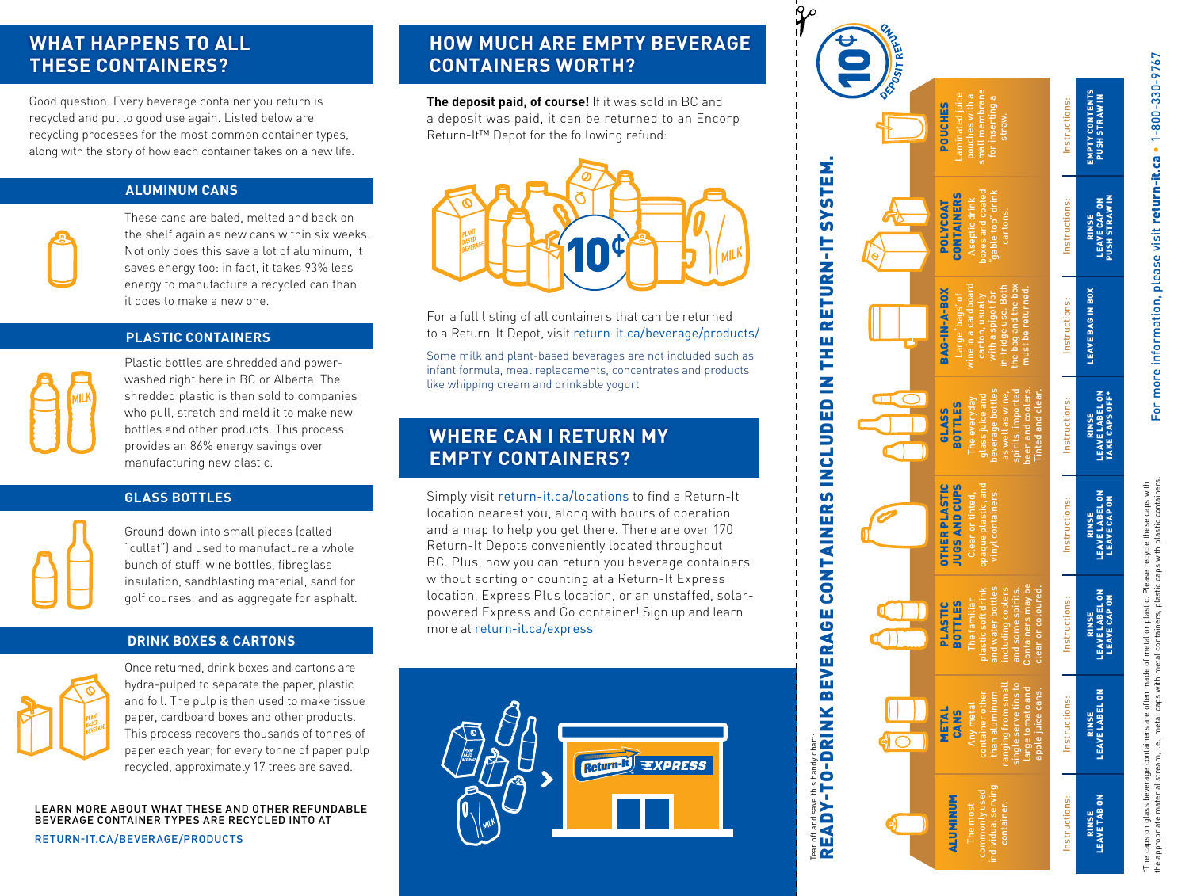## WHAT HAPPENS TO ALL THESE CONTAINERS?

Good question. Every beverage container you return is recycled and put to good use again. Listed below are recycling processes for the most common container types, along with the story of how each container takes on a new life.

### ALUMINUM CANS

These cans are baled, melted and back on the shelf again as new cans within six weeks. Not only does this save a lot of aluminum, it saves energy too: in fact, it takes 93% less energy to manufacture a recycled can than it does to make a new one.

### PLASTIC CONTAINERS

Plastic bottles are shredded and power-washed right here in BC or Alberta. The shredded plastic is then sold to companies who pull, stretch and meld it to make new bottles and other products. This process provides an 86% energy savings over manufacturing new plastic.

### GLASS BOTTLES

Ground down into small pieces (called "cullet") and used to manufacture a whole bunch of stuff: wine bottles, fibreglass insulation, sandblasting material, sand for golf courses, and as aggregate for asphalt.

### DRINK BOXES & CARTONS

Once returned, drink boxes and cartons are hydra-pulped to separate the paper, plastic and foil. The pulp is then used to make tissue paper, cardboard boxes and other products. This process recovers thousands of tonnes of paper each year; for every tonne of paper pulp recycled, approximately 17 trees are saved.

LEARN MORE ABOUT WHAT THESE AND OTHER REFUNDABLE BEVERAGE CONTAINER TYPES ARE RECYCLED INTO AT

RETURN-IT.CA/BEVERAGE/PRODUCTS

## HOW MUCH ARE EMPTY BEVERAGE CONTAINERS WORTH?

**The deposit paid, of course!** If it was sold in BC and a deposit was paid, it can be returned to an Encorp Return-It™ Depot for the following refund:

10¢

For a full listing of all containers that can be returned to a Return-It Depot, visit return-it.ca/beverage/products/

Some milk and plant-based beverages are not included such as infant formula, meal replacements, concentrates and products like whipping cream and drinkable yogurt

## WHERE CAN I RETURN MY EMPTY CONTAINERS?

Simply visit return-it.ca/locations to find a Return-It location nearest you, along with hours of operation and a map to help you get there. There are over 170 Return-It Depots conveniently located throughout BC. Plus, now you can return you beverage containers without sorting or counting at a Return-It Express location, Express Plus location, or an unstaffed, solar-powered Express and Go container! Sign up and learn more at return-it.ca/express

Tear off and save this handy chart:

## READY-TO-DRINK BEVERAGE CONTAINERS INCLUDED IN THE RETURN-IT SYSTEM.

10¢ DEPOSIT REFUND

| Container | Description | Instructions |
|---|---|---|
| ALUMINUM | The most commonly used individual serving container. | RINSE, LEAVE TAB ON |
| METAL CANS | Any metal container other than aluminum ranging from small single serve tins to large tomato and apple juice cans. | RINSE, LEAVE LABEL ON |
| PLASTIC BOTTLES | The familiar plastic soft drink and water bottles including coolers and some spirits. Containers may be clear or coloured. | RINSE, LEAVE LABEL ON, LEAVE CAP ON |
| OTHER PLASTIC JUGS AND CUPS | Clear or tinted, opaque plastic, and vinyl containers. | RINSE, LEAVE LABEL ON, LEAVE CAP ON |
| GLASS BOTTLES | The everyday glass juice and beverage bottles as well as wine, spirits, imported beer, and coolers. Tinted and clear. | RINSE, LEAVE LABEL ON, TAKE CAPS OFF* |
| BAG-IN-A-BOX | Large 'bags' of wine in a cardboard carton, usually with a spigot for in-fridge use. Both the bag and the box must be returned. | LEAVE BAG IN BOX |
| POLYCOAT CONTAINERS | Aseptic drink boxes and coated "gable top" drink cartons. | RINSE, LEAVE CAP ON, PUSH STRAW IN |
| POUCHES | Laminated juice pouches with a small membrane for inserting a straw. | EMPTY CONTENTS, PUSH STRAW IN |

*The caps on glass beverage containers are often made of metal or plastic. Please recycle these caps with the appropriate material stream, i.e., metal caps with metal containers, plastic caps with plastic containers.

For more information, please visit **return-it.ca** • 1-800-330-9767